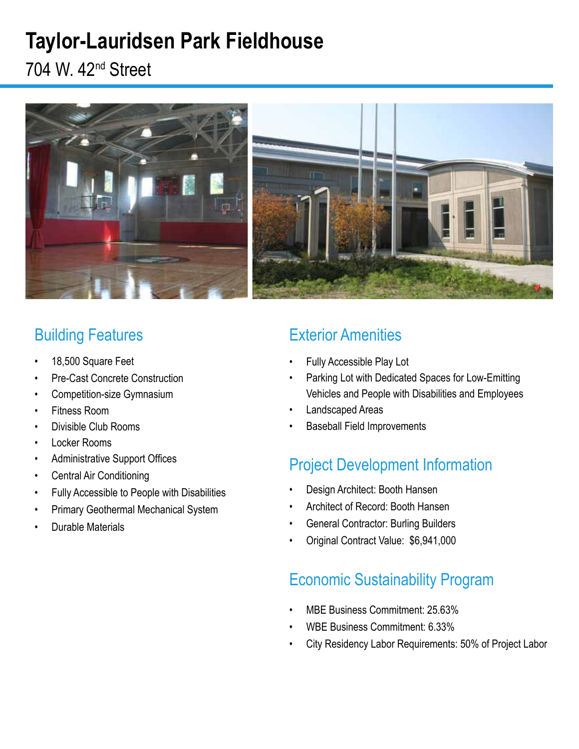# Taylor-Lauridsen Park Fieldhouse

704 W. 42nd Street

## Building Features

- 18,500 Square Feet
- Pre-Cast Concrete Construction
- Competition-size Gymnasium
- Fitness Room
- Divisible Club Rooms
- Locker Rooms
- Administrative Support Offices
- Central Air Conditioning
- Fully Accessible to People with Disabilities
- Primary Geothermal Mechanical System
- Durable Materials

## Exterior Amenities

- Fully Accessible Play Lot
- Parking Lot with Dedicated Spaces for Low-Emitting Vehicles and People with Disabilities and Employees
- Landscaped Areas
- Baseball Field Improvements

## Project Development Information

- Design Architect: Booth Hansen
- Architect of Record: Booth Hansen
- General Contractor: Burling Builders
- Original Contract Value: $6,941,000

## Economic Sustainability Program

- MBE Business Commitment: 25.63%
- WBE Business Commitment: 6.33%
- City Residency Labor Requirements: 50% of Project Labor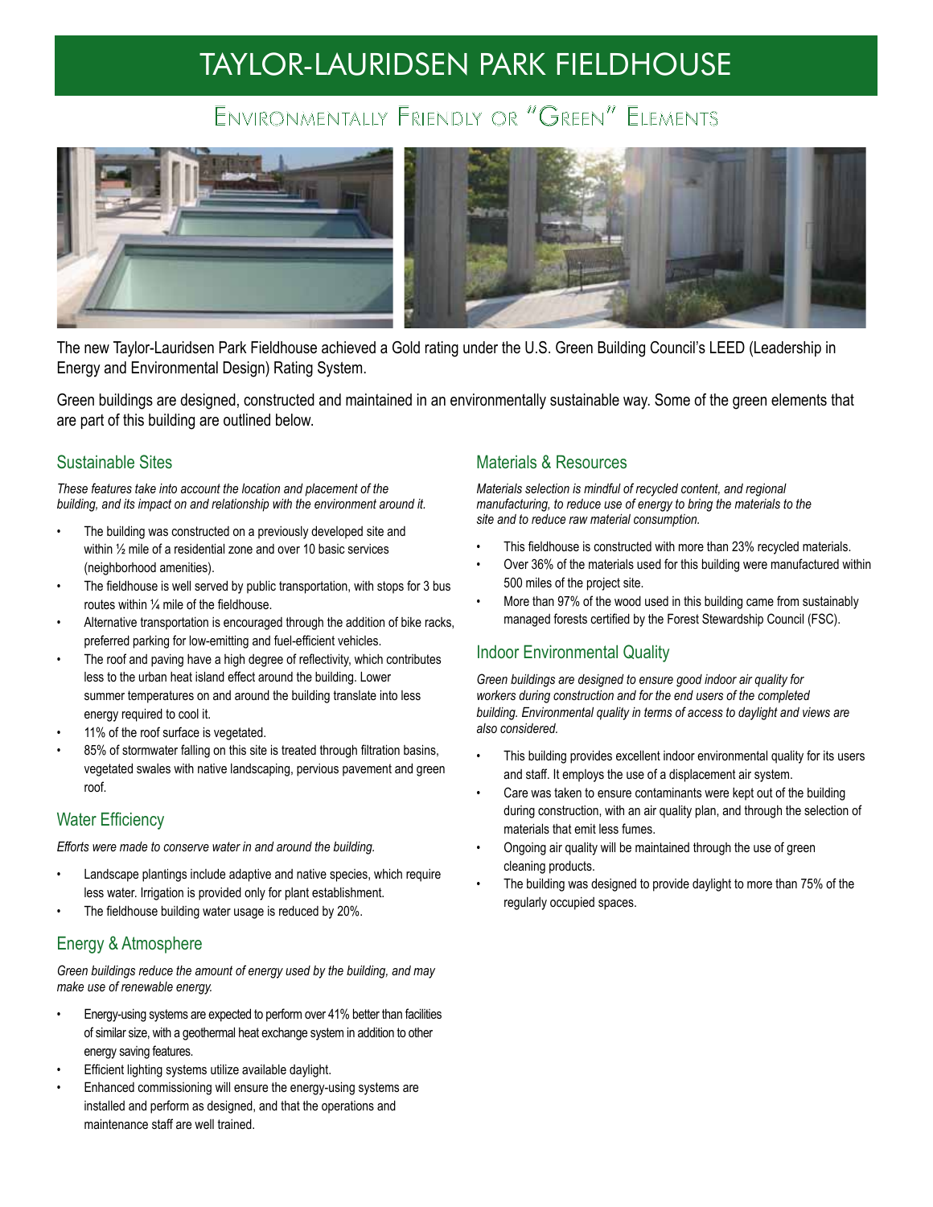# TAYLOR-LAURIDSEN PARK FIELDHOUSE

## Environmentally Friendly or "Green" Elements

The new Taylor-Lauridsen Park Fieldhouse achieved a Gold rating under the U.S. Green Building Council's LEED (Leadership in Energy and Environmental Design) Rating System.

Green buildings are designed, constructed and maintained in an environmentally sustainable way. Some of the green elements that are part of this building are outlined below.

### Sustainable Sites

*These features take into account the location and placement of the building, and its impact on and relationship with the environment around it.*

- The building was constructed on a previously developed site and within ½ mile of a residential zone and over 10 basic services (neighborhood amenities).
- The fieldhouse is well served by public transportation, with stops for 3 bus routes within ¼ mile of the fieldhouse.
- Alternative transportation is encouraged through the addition of bike racks, preferred parking for low-emitting and fuel-efficient vehicles.
- The roof and paving have a high degree of reflectivity, which contributes less to the urban heat island effect around the building. Lower summer temperatures on and around the building translate into less energy required to cool it.
- 11% of the roof surface is vegetated.
- 85% of stormwater falling on this site is treated through filtration basins, vegetated swales with native landscaping, pervious pavement and green roof.

### Water Efficiency

*Efforts were made to conserve water in and around the building.*

- Landscape plantings include adaptive and native species, which require less water. Irrigation is provided only for plant establishment.
- The fieldhouse building water usage is reduced by 20%.

### Energy & Atmosphere

*Green buildings reduce the amount of energy used by the building, and may make use of renewable energy.*

- Energy-using systems are expected to perform over 41% better than facilities of similar size, with a geothermal heat exchange system in addition to other energy saving features.
- Efficient lighting systems utilize available daylight.
- Enhanced commissioning will ensure the energy-using systems are installed and perform as designed, and that the operations and maintenance staff are well trained.

### Materials & Resources

*Materials selection is mindful of recycled content, and regional manufacturing, to reduce use of energy to bring the materials to the site and to reduce raw material consumption.*

- This fieldhouse is constructed with more than 23% recycled materials.
- Over 36% of the materials used for this building were manufactured within 500 miles of the project site.
- More than 97% of the wood used in this building came from sustainably managed forests certified by the Forest Stewardship Council (FSC).

### Indoor Environmental Quality

*Green buildings are designed to ensure good indoor air quality for workers during construction and for the end users of the completed building. Environmental quality in terms of access to daylight and views are also considered.*

- This building provides excellent indoor environmental quality for its users and staff. It employs the use of a displacement air system.
- Care was taken to ensure contaminants were kept out of the building during construction, with an air quality plan, and through the selection of materials that emit less fumes.
- Ongoing air quality will be maintained through the use of green cleaning products.
- The building was designed to provide daylight to more than 75% of the regularly occupied spaces.